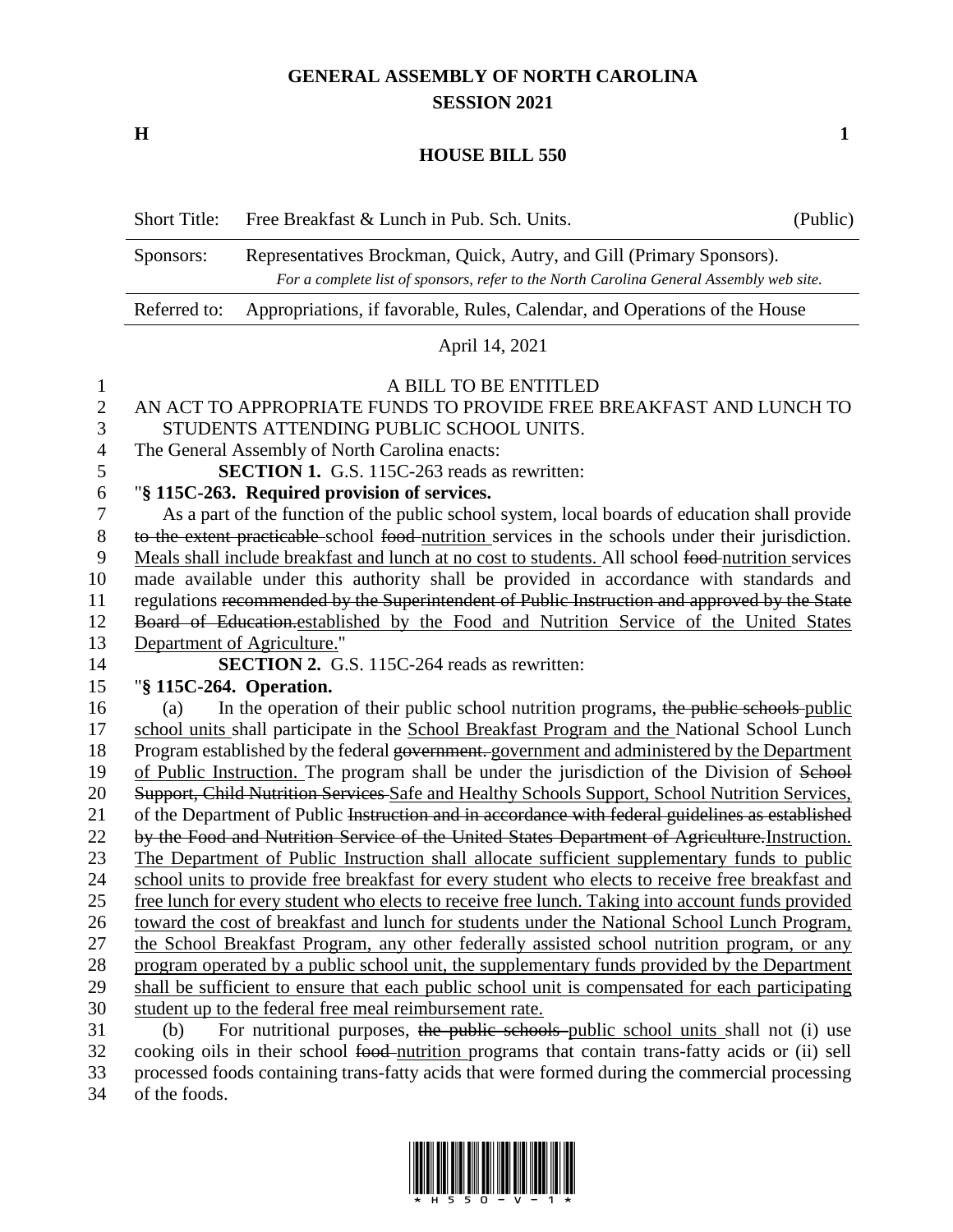# GENERAL ASSEMBLY OF NORTH CAROLINA
## SESSION 2021

**H** **1**

## HOUSE BILL 550

| Short Title: | Free Breakfast & Lunch in Pub. Sch. Units. | (Public) |
|---|---|---|
| Sponsors: | Representatives Brockman, Quick, Autry, and Gill (Primary Sponsors). *For a complete list of sponsors, refer to the North Carolina General Assembly web site.* | |
| Referred to: | Appropriations, if favorable, Rules, Calendar, and Operations of the House | |

April 14, 2021

A BILL TO BE ENTITLED

AN ACT TO APPROPRIATE FUNDS TO PROVIDE FREE BREAKFAST AND LUNCH TO STUDENTS ATTENDING PUBLIC SCHOOL UNITS.

The General Assembly of North Carolina enacts:

**SECTION 1.** G.S. 115C-263 reads as rewritten:

"**§ 115C-263. Required provision of services.**

As a part of the function of the public school system, local boards of education shall provide ~~to the extent practicable~~ school ~~food~~ <u>nutrition</u> services in the schools under their jurisdiction. <u>Meals shall include breakfast and lunch at no cost to students.</u> All school ~~food~~ <u>nutrition</u> services made available under this authority shall be provided in accordance with standards and regulations ~~recommended by the Superintendent of Public Instruction and approved by the State Board of Education.~~<u>established by the Food and Nutrition Service of the United States Department of Agriculture.</u>"

**SECTION 2.** G.S. 115C-264 reads as rewritten:

"**§ 115C-264. Operation.**

(a) In the operation of their public school nutrition programs, ~~the public schools~~ <u>public school units</u> shall participate in the <u>School Breakfast Program and the</u> National School Lunch Program established by the federal ~~government.~~ <u>government and administered by the Department of Public Instruction.</u> The program shall be under the jurisdiction of the Division of ~~School Support, Child Nutrition Services~~ <u>Safe and Healthy Schools Support, School Nutrition Services,</u> of the Department of Public ~~Instruction and in accordance with federal guidelines as established by the Food and Nutrition Service of the United States Department of Agriculture.~~<u>Instruction. The Department of Public Instruction shall allocate sufficient supplementary funds to public school units to provide free breakfast for every student who elects to receive free breakfast and free lunch for every student who elects to receive free lunch. Taking into account funds provided toward the cost of breakfast and lunch for students under the National School Lunch Program, the School Breakfast Program, any other federally assisted school nutrition program, or any program operated by a public school unit, the supplementary funds provided by the Department shall be sufficient to ensure that each public school unit is compensated for each participating student up to the federal free meal reimbursement rate.</u>

(b) For nutritional purposes, ~~the public schools~~ <u>public school units</u> shall not (i) use cooking oils in their school ~~food~~ <u>nutrition</u> programs that contain trans-fatty acids or (ii) sell processed foods containing trans-fatty acids that were formed during the commercial processing of the foods.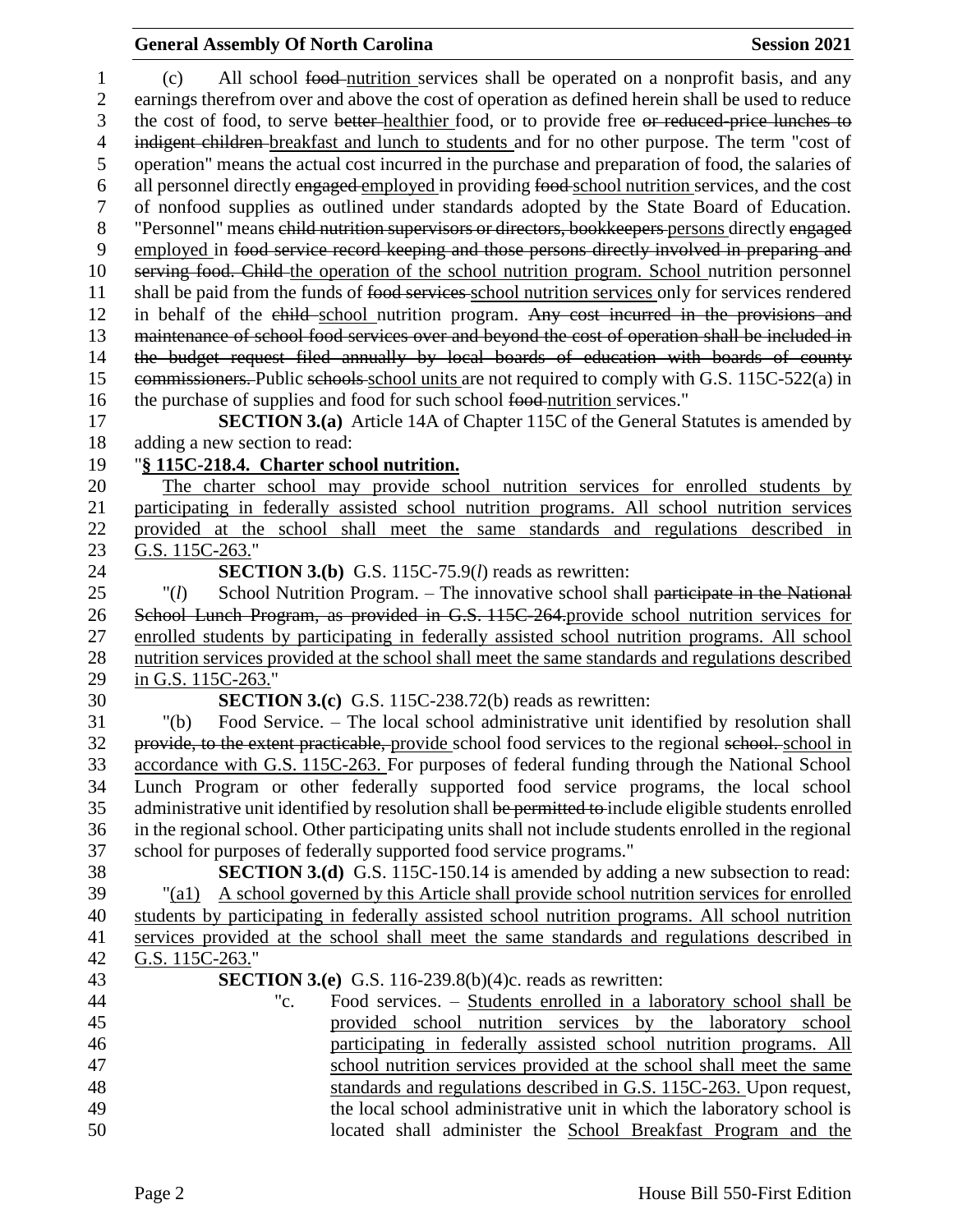(c) All school ~~food~~ nutrition services shall be operated on a nonprofit basis, and any earnings therefrom over and above the cost of operation as defined herein shall be used to reduce the cost of food, to serve ~~better~~ healthier food, or to provide free ~~or reduced-price lunches to indigent children~~ breakfast and lunch to students and for no other purpose. The term "cost of operation" means the actual cost incurred in the purchase and preparation of food, the salaries of all personnel directly ~~engaged~~ employed in providing ~~food~~ school nutrition services, and the cost of nonfood supplies as outlined under standards adopted by the State Board of Education. "Personnel" means ~~child nutrition supervisors or directors, bookkeepers~~ persons directly ~~engaged~~ employed in ~~food service record keeping and those persons directly involved in preparing and serving food. Child~~ the operation of the school nutrition program. School nutrition personnel shall be paid from the funds of ~~food services~~ school nutrition services only for services rendered in behalf of the ~~child~~ school nutrition program. ~~Any cost incurred in the provisions and maintenance of school food services over and beyond the cost of operation shall be included in the budget request filed annually by local boards of education with boards of county commissioners.~~ Public ~~schools~~ school units are not required to comply with G.S. 115C-522(a) in the purchase of supplies and food for such school ~~food~~ nutrition services."

**SECTION 3.(a)** Article 14A of Chapter 115C of the General Statutes is amended by adding a new section to read:

"**§ 115C-218.4. Charter school nutrition.**

The charter school may provide school nutrition services for enrolled students by participating in federally assisted school nutrition programs. All school nutrition services provided at the school shall meet the same standards and regulations described in G.S. 115C-263."

**SECTION 3.(b)** G.S. 115C-75.9(*l*) reads as rewritten:

"(*l*) School Nutrition Program. – The innovative school shall ~~participate in the National School Lunch Program, as provided in G.S. 115C-264.~~ provide school nutrition services for enrolled students by participating in federally assisted school nutrition programs. All school nutrition services provided at the school shall meet the same standards and regulations described in G.S. 115C-263."

**SECTION 3.(c)** G.S. 115C-238.72(b) reads as rewritten:

"(b) Food Service. – The local school administrative unit identified by resolution shall ~~provide, to the extent practicable,~~ provide school food services to the regional ~~school.~~ school in accordance with G.S. 115C-263. For purposes of federal funding through the National School Lunch Program or other federally supported food service programs, the local school administrative unit identified by resolution shall ~~be permitted to~~ include eligible students enrolled in the regional school. Other participating units shall not include students enrolled in the regional school for purposes of federally supported food service programs."

**SECTION 3.(d)** G.S. 115C-150.14 is amended by adding a new subsection to read:

"(a1) A school governed by this Article shall provide school nutrition services for enrolled students by participating in federally assisted school nutrition programs. All school nutrition services provided at the school shall meet the same standards and regulations described in G.S. 115C-263."

**SECTION 3.(e)** G.S. 116-239.8(b)(4)c. reads as rewritten:

"c. Food services. – Students enrolled in a laboratory school shall be provided school nutrition services by the laboratory school participating in federally assisted school nutrition programs. All school nutrition services provided at the school shall meet the same standards and regulations described in G.S. 115C-263. Upon request, the local school administrative unit in which the laboratory school is located shall administer the School Breakfast Program and the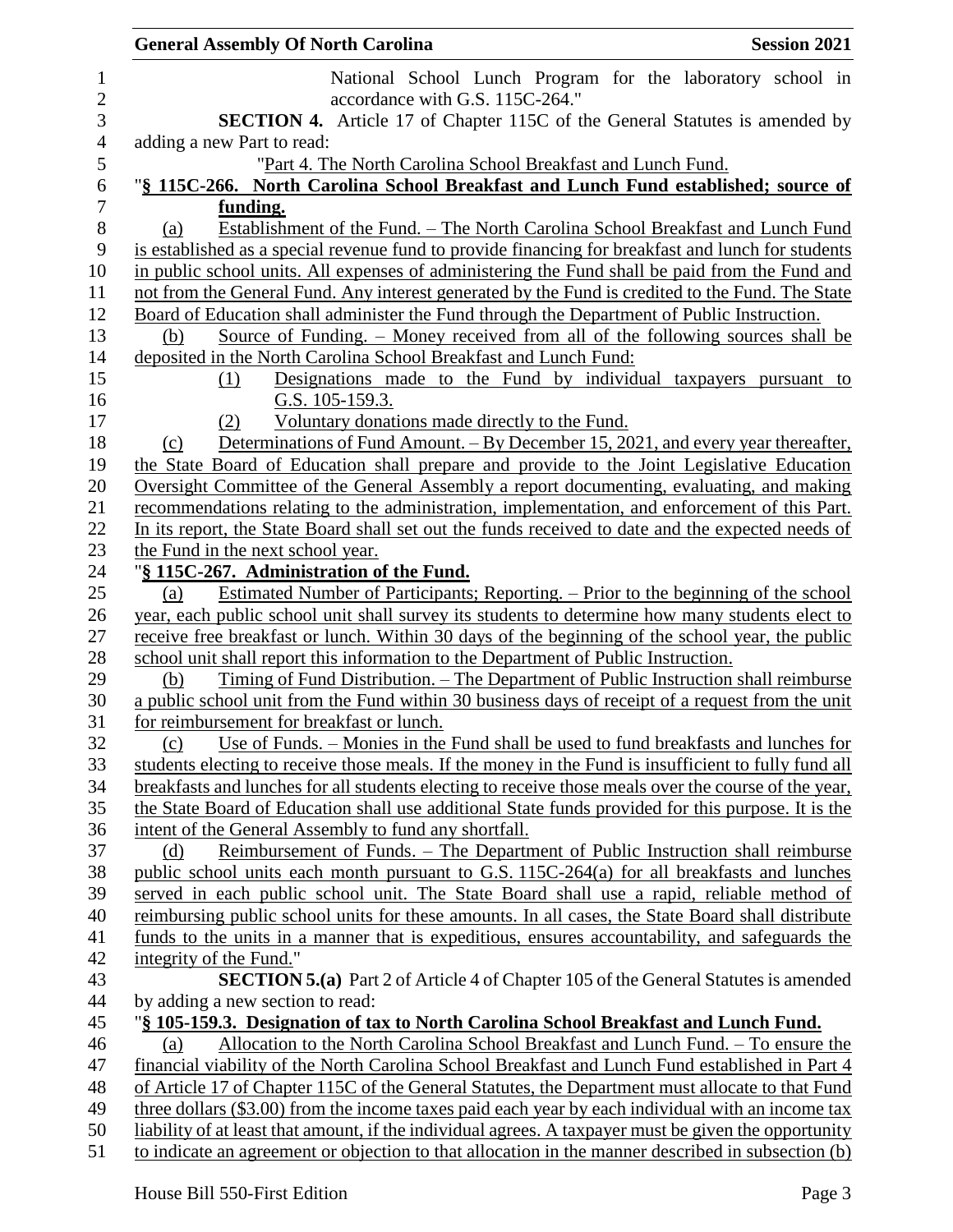National School Lunch Program for the laboratory school in accordance with G.S. 115C-264."

**SECTION 4.** Article 17 of Chapter 115C of the General Statutes is amended by adding a new Part to read:

"Part 4. The North Carolina School Breakfast and Lunch Fund.

"**§ 115C-266. North Carolina School Breakfast and Lunch Fund established; source of funding.**

(a) Establishment of the Fund. – The North Carolina School Breakfast and Lunch Fund is established as a special revenue fund to provide financing for breakfast and lunch for students in public school units. All expenses of administering the Fund shall be paid from the Fund and not from the General Fund. Any interest generated by the Fund is credited to the Fund. The State Board of Education shall administer the Fund through the Department of Public Instruction.

(b) Source of Funding. – Money received from all of the following sources shall be deposited in the North Carolina School Breakfast and Lunch Fund:

(1) Designations made to the Fund by individual taxpayers pursuant to G.S. 105-159.3.

(2) Voluntary donations made directly to the Fund.

(c) Determinations of Fund Amount. – By December 15, 2021, and every year thereafter, the State Board of Education shall prepare and provide to the Joint Legislative Education Oversight Committee of the General Assembly a report documenting, evaluating, and making recommendations relating to the administration, implementation, and enforcement of this Part. In its report, the State Board shall set out the funds received to date and the expected needs of the Fund in the next school year.

"**§ 115C-267. Administration of the Fund.**

(a) Estimated Number of Participants; Reporting. – Prior to the beginning of the school year, each public school unit shall survey its students to determine how many students elect to receive free breakfast or lunch. Within 30 days of the beginning of the school year, the public school unit shall report this information to the Department of Public Instruction.

(b) Timing of Fund Distribution. – The Department of Public Instruction shall reimburse a public school unit from the Fund within 30 business days of receipt of a request from the unit for reimbursement for breakfast or lunch.

(c) Use of Funds. – Monies in the Fund shall be used to fund breakfasts and lunches for students electing to receive those meals. If the money in the Fund is insufficient to fully fund all breakfasts and lunches for all students electing to receive those meals over the course of the year, the State Board of Education shall use additional State funds provided for this purpose. It is the intent of the General Assembly to fund any shortfall.

(d) Reimbursement of Funds. – The Department of Public Instruction shall reimburse public school units each month pursuant to G.S. 115C-264(a) for all breakfasts and lunches served in each public school unit. The State Board shall use a rapid, reliable method of reimbursing public school units for these amounts. In all cases, the State Board shall distribute funds to the units in a manner that is expeditious, ensures accountability, and safeguards the integrity of the Fund."

**SECTION 5.(a)** Part 2 of Article 4 of Chapter 105 of the General Statutes is amended by adding a new section to read:

"**§ 105-159.3. Designation of tax to North Carolina School Breakfast and Lunch Fund.**

(a) Allocation to the North Carolina School Breakfast and Lunch Fund. – To ensure the financial viability of the North Carolina School Breakfast and Lunch Fund established in Part 4 of Article 17 of Chapter 115C of the General Statutes, the Department must allocate to that Fund three dollars ($3.00) from the income taxes paid each year by each individual with an income tax liability of at least that amount, if the individual agrees. A taxpayer must be given the opportunity to indicate an agreement or objection to that allocation in the manner described in subsection (b)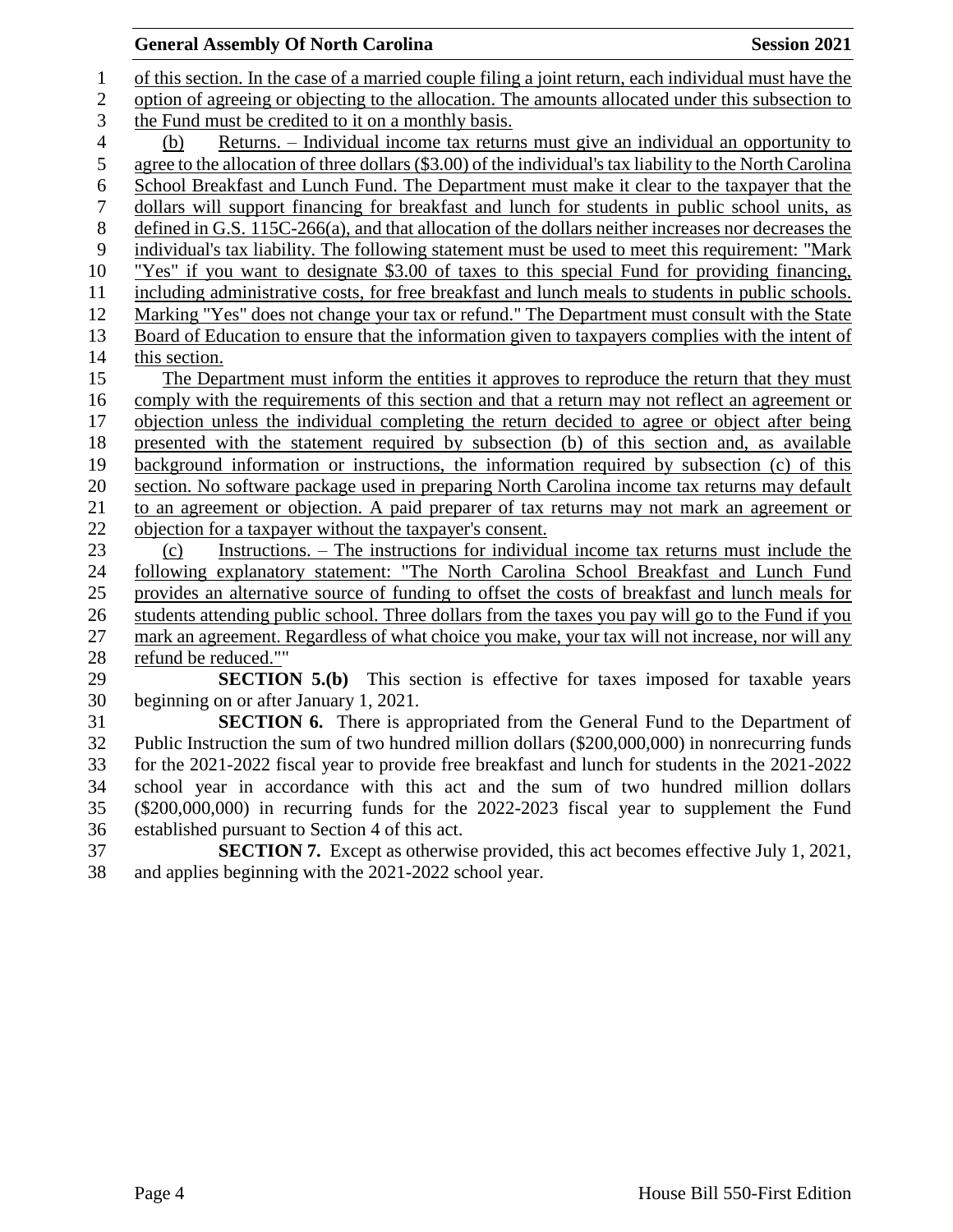of this section. In the case of a married couple filing a joint return, each individual must have the option of agreeing or objecting to the allocation. The amounts allocated under this subsection to the Fund must be credited to it on a monthly basis.

(b) Returns. – Individual income tax returns must give an individual an opportunity to agree to the allocation of three dollars ($3.00) of the individual's tax liability to the North Carolina School Breakfast and Lunch Fund. The Department must make it clear to the taxpayer that the dollars will support financing for breakfast and lunch for students in public school units, as defined in G.S. 115C-266(a), and that allocation of the dollars neither increases nor decreases the individual's tax liability. The following statement must be used to meet this requirement: "Mark "Yes" if you want to designate $3.00 of taxes to this special Fund for providing financing, including administrative costs, for free breakfast and lunch meals to students in public schools. Marking "Yes" does not change your tax or refund." The Department must consult with the State Board of Education to ensure that the information given to taxpayers complies with the intent of this section.

The Department must inform the entities it approves to reproduce the return that they must comply with the requirements of this section and that a return may not reflect an agreement or objection unless the individual completing the return decided to agree or object after being presented with the statement required by subsection (b) of this section and, as available background information or instructions, the information required by subsection (c) of this section. No software package used in preparing North Carolina income tax returns may default to an agreement or objection. A paid preparer of tax returns may not mark an agreement or objection for a taxpayer without the taxpayer's consent.

(c) Instructions. – The instructions for individual income tax returns must include the following explanatory statement: "The North Carolina School Breakfast and Lunch Fund provides an alternative source of funding to offset the costs of breakfast and lunch meals for students attending public school. Three dollars from the taxes you pay will go to the Fund if you mark an agreement. Regardless of what choice you make, your tax will not increase, nor will any refund be reduced.""

**SECTION 5.(b)** This section is effective for taxes imposed for taxable years beginning on or after January 1, 2021.

**SECTION 6.** There is appropriated from the General Fund to the Department of Public Instruction the sum of two hundred million dollars ($200,000,000) in nonrecurring funds for the 2021-2022 fiscal year to provide free breakfast and lunch for students in the 2021-2022 school year in accordance with this act and the sum of two hundred million dollars ($200,000,000) in recurring funds for the 2022-2023 fiscal year to supplement the Fund established pursuant to Section 4 of this act.

**SECTION 7.** Except as otherwise provided, this act becomes effective July 1, 2021, and applies beginning with the 2021-2022 school year.